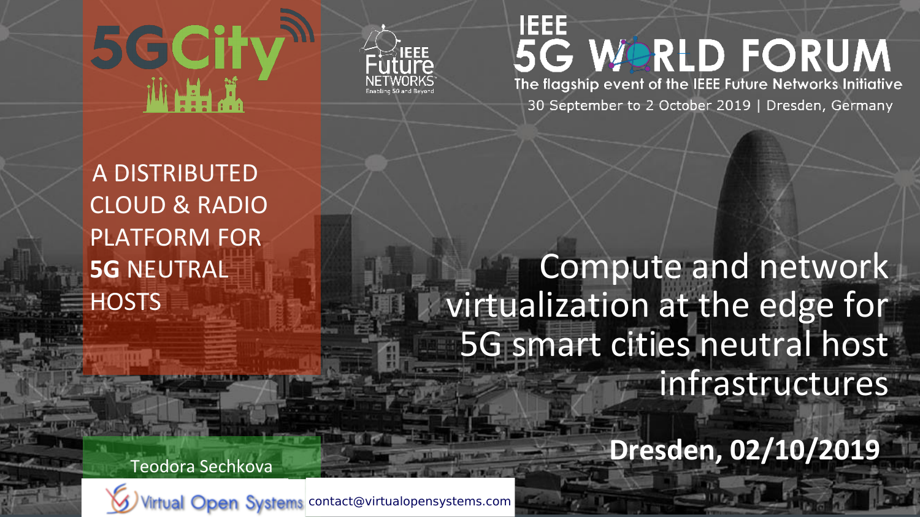# Compute and network virtualization at the edge for 5G smart cities neutral host infrastructures

5GCity

A DISTRIBUTED CLOUD & RADIO PLATFORM FOR **5G** NEUTRAL HOSTS

IEEE Future NETWORKS
Enabling 5G and Beyond

IEEE 5G WORLD FORUM
The flagship event of the IEEE Future Networks Initiative
30 September to 2 October 2019 | Dresden, Germany

**Dresden, 02/10/2019**

Teodora Sechkova

Virtual Open Systems contact@virtualopensystems.com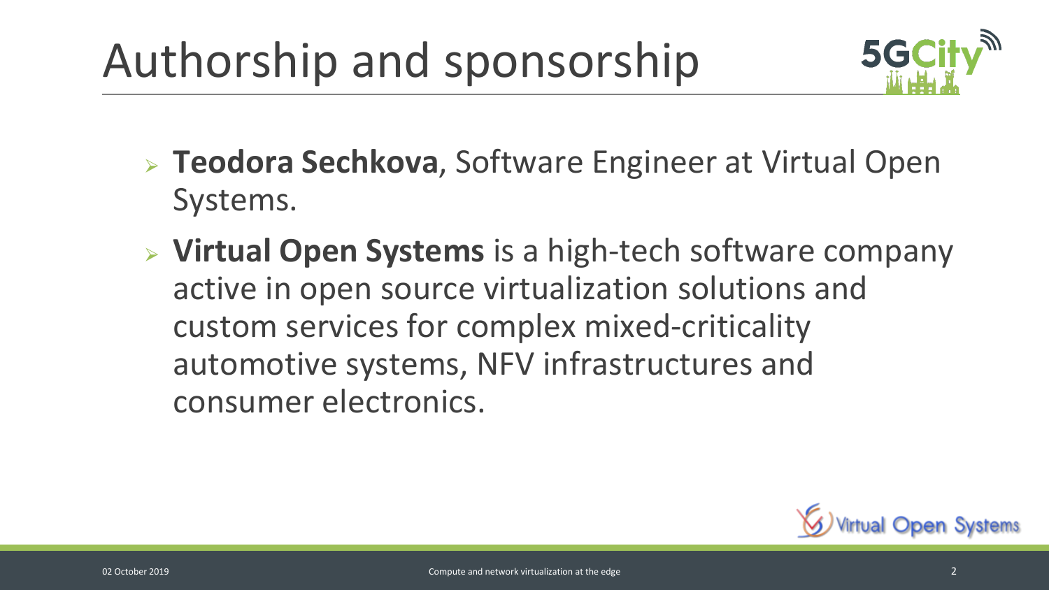# Authorship and sponsorship

- **Teodora Sechkova**, Software Engineer at Virtual Open Systems.
- **Virtual Open Systems** is a high-tech software company active in open source virtualization solutions and custom services for complex mixed-criticality automotive systems, NFV infrastructures and consumer electronics.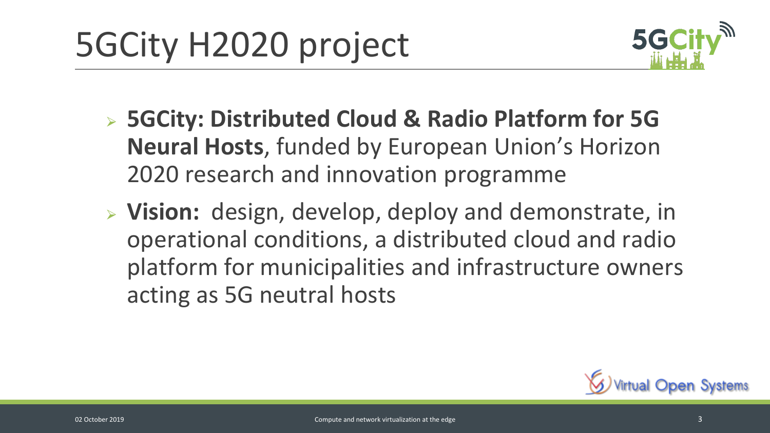# 5GCity H2020 project

- **5GCity: Distributed Cloud & Radio Platform for 5G Neural Hosts**, funded by European Union's Horizon 2020 research and innovation programme
- **Vision:** design, develop, deploy and demonstrate, in operational conditions, a distributed cloud and radio platform for municipalities and infrastructure owners acting as 5G neutral hosts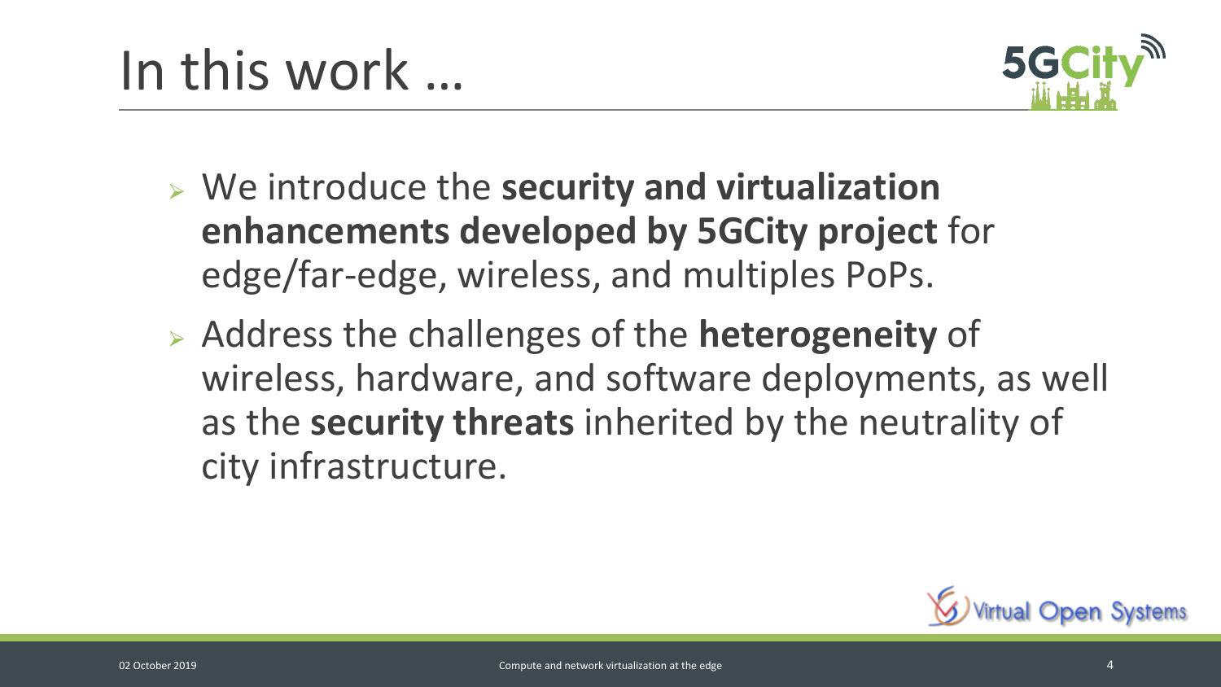# In this work …

- We introduce the **security and virtualization enhancements developed by 5GCity project** for edge/far-edge, wireless, and multiples PoPs.
- Address the challenges of the **heterogeneity** of wireless, hardware, and software deployments, as well as the **security threats** inherited by the neutrality of city infrastructure.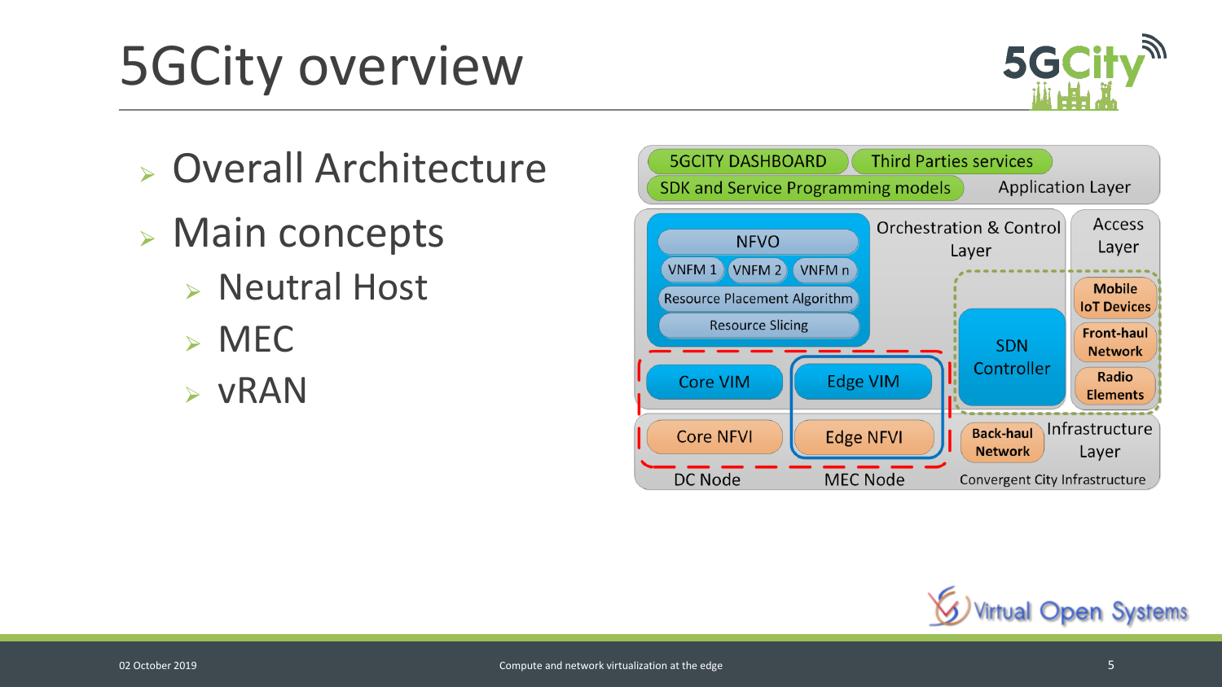# 5GCity overview

- Overall Architecture
- Main concepts
  - Neutral Host
  - MEC
  - vRAN

5GCITY DASHBOARD | Third Parties services

SDK and Service Programming models | Application Layer

NFVO
VNFM 1 | VNFM 2 | VNFM n
Resource Placement Algorithm
Resource Slicing

Orchestration & Control Layer

Access Layer

SDN Controller

Mobile IoT Devices

Front-haul Network

Radio Elements

Core VIM | Edge VIM

Core NFVI | Edge NFVI

Back-haul Network

Infrastructure Layer

DC Node | MEC Node | Convergent City Infrastructure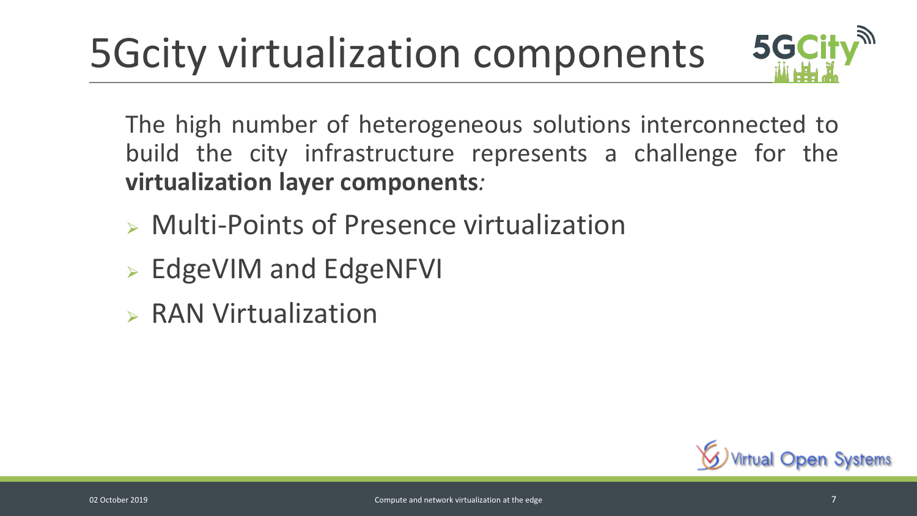# 5Gcity virtualization components

The high number of heterogeneous solutions interconnected to build the city infrastructure represents a challenge for the **virtualization layer components***:*

- Multi-Points of Presence virtualization
- EdgeVIM and EdgeNFVI
- RAN Virtualization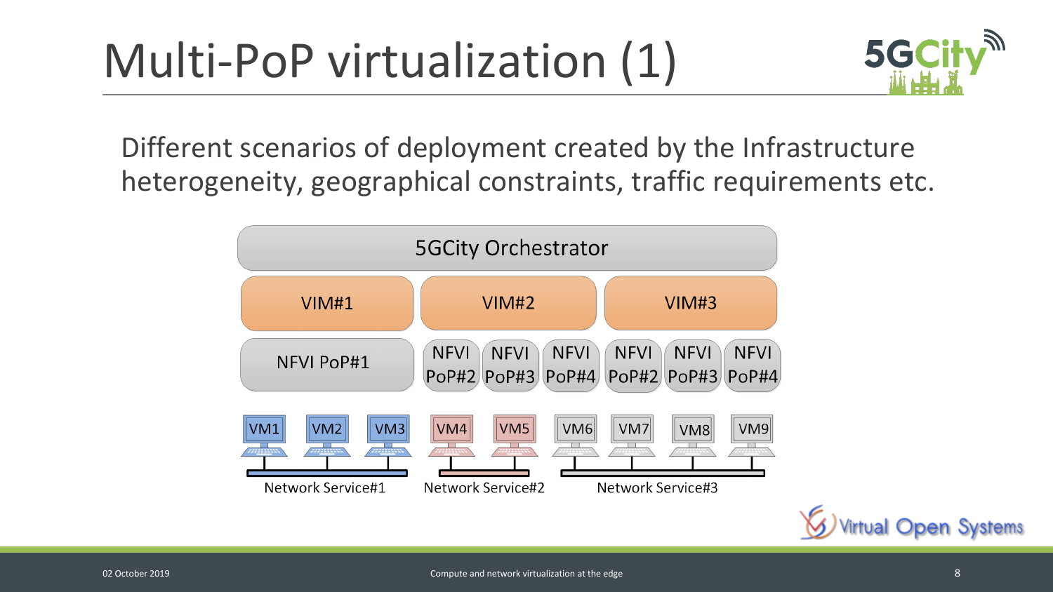# Multi-PoP virtualization (1)

Different scenarios of deployment created by the Infrastructure heterogeneity, geographical constraints, traffic requirements etc.

5GCity Orchestrator

VIM#1 | VIM#2 | VIM#3

NFVI PoP#1 | NFVI PoP#2 | NFVI PoP#3 | NFVI PoP#4 | NFVI PoP#2 | NFVI PoP#3 | NFVI PoP#4

VM1 VM2 VM3 — Network Service#1

VM4 VM5 — Network Service#2

VM6 VM7 VM8 VM9 — Network Service#3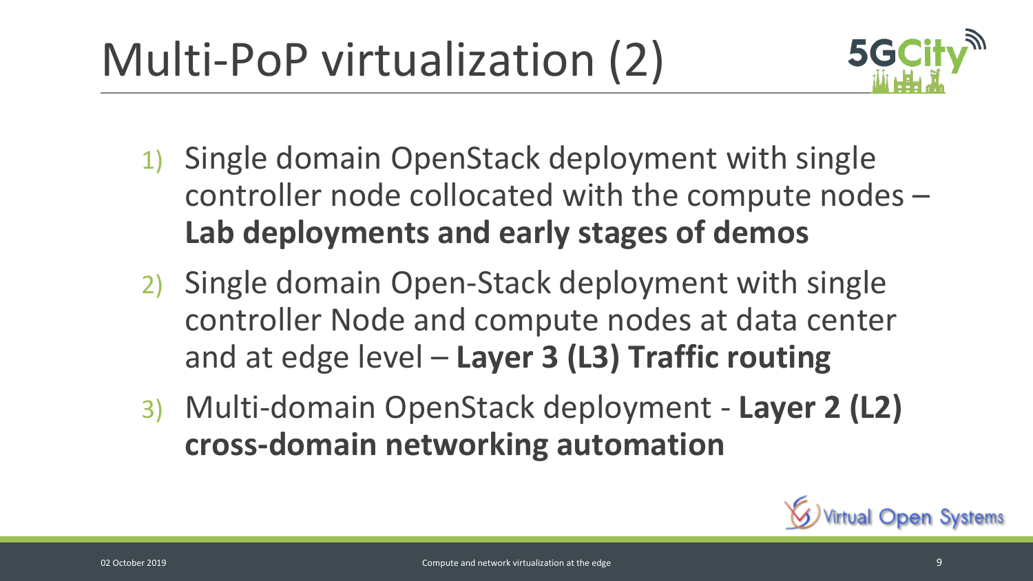# Multi-PoP virtualization (2)

1) Single domain OpenStack deployment with single controller node collocated with the compute nodes – **Lab deployments and early stages of demos**
2) Single domain Open-Stack deployment with single controller Node and compute nodes at data center and at edge level – **Layer 3 (L3) Traffic routing**
3) Multi-domain OpenStack deployment - **Layer 2 (L2) cross-domain networking automation**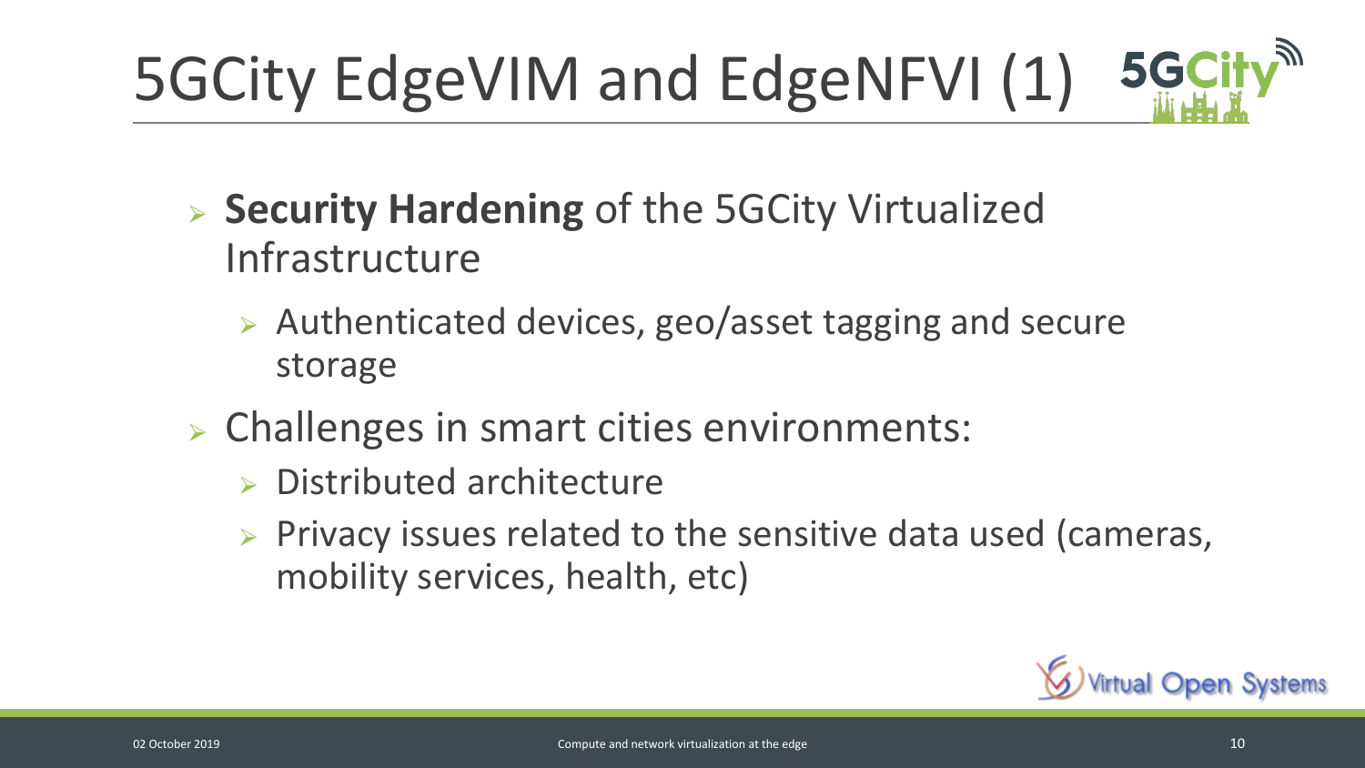# 5GCity EdgeVIM and EdgeNFVI (1)

- **Security Hardening** of the 5GCity Virtualized Infrastructure
  - Authenticated devices, geo/asset tagging and secure storage
- Challenges in smart cities environments:
  - Distributed architecture
  - Privacy issues related to the sensitive data used (cameras, mobility services, health, etc)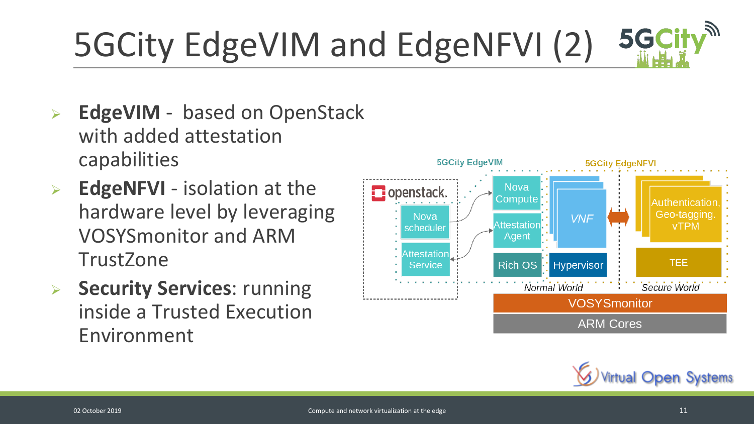# 5GCity EdgeVIM and EdgeNFVI (2)

- **EdgeVIM** - based on OpenStack with added attestation capabilities
- **EdgeNFVI** - isolation at the hardware level by leveraging VOSYSmonitor and ARM TrustZone
- **Security Services**: running inside a Trusted Execution Environment

5GCity EdgeVIM

5GCity EdgeNFVI

openstack.

Nova scheduler

Attestation Service

Nova Compute

Attestation Agent

Rich OS

VNF

Hypervisor

Authentication, Geo-tagging. vTPM

TEE

Normal World

Secure World

VOSYSmonitor

ARM Cores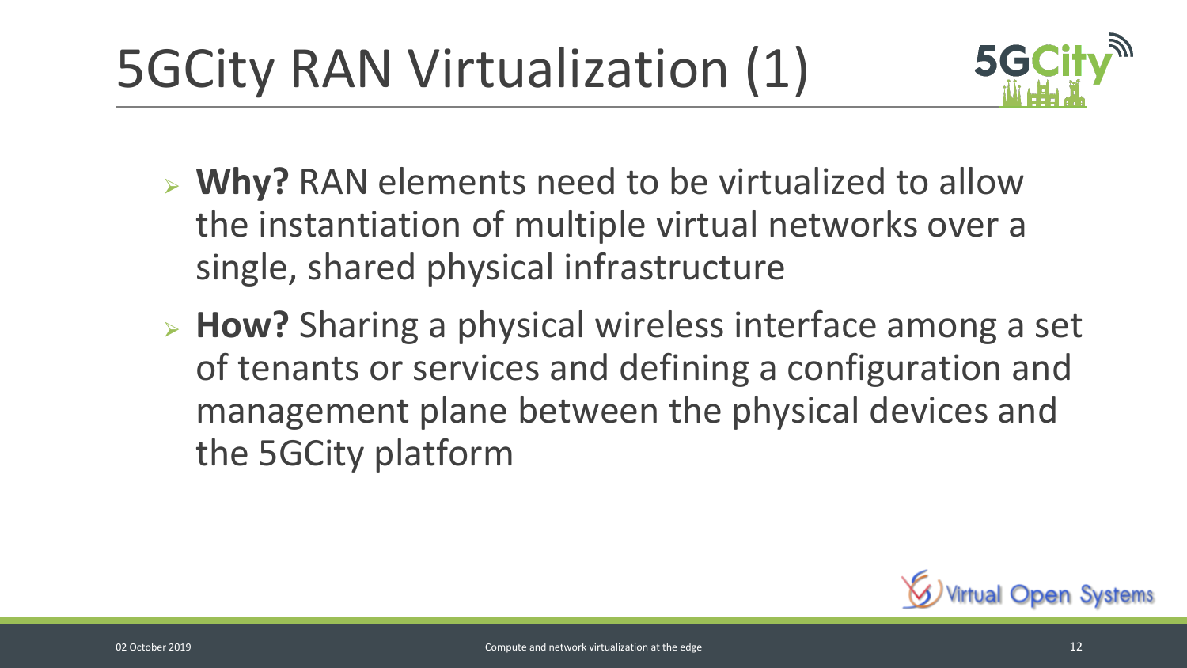# 5GCity RAN Virtualization (1)

- **Why?** RAN elements need to be virtualized to allow the instantiation of multiple virtual networks over a single, shared physical infrastructure
- **How?** Sharing a physical wireless interface among a set of tenants or services and defining a configuration and management plane between the physical devices and the 5GCity platform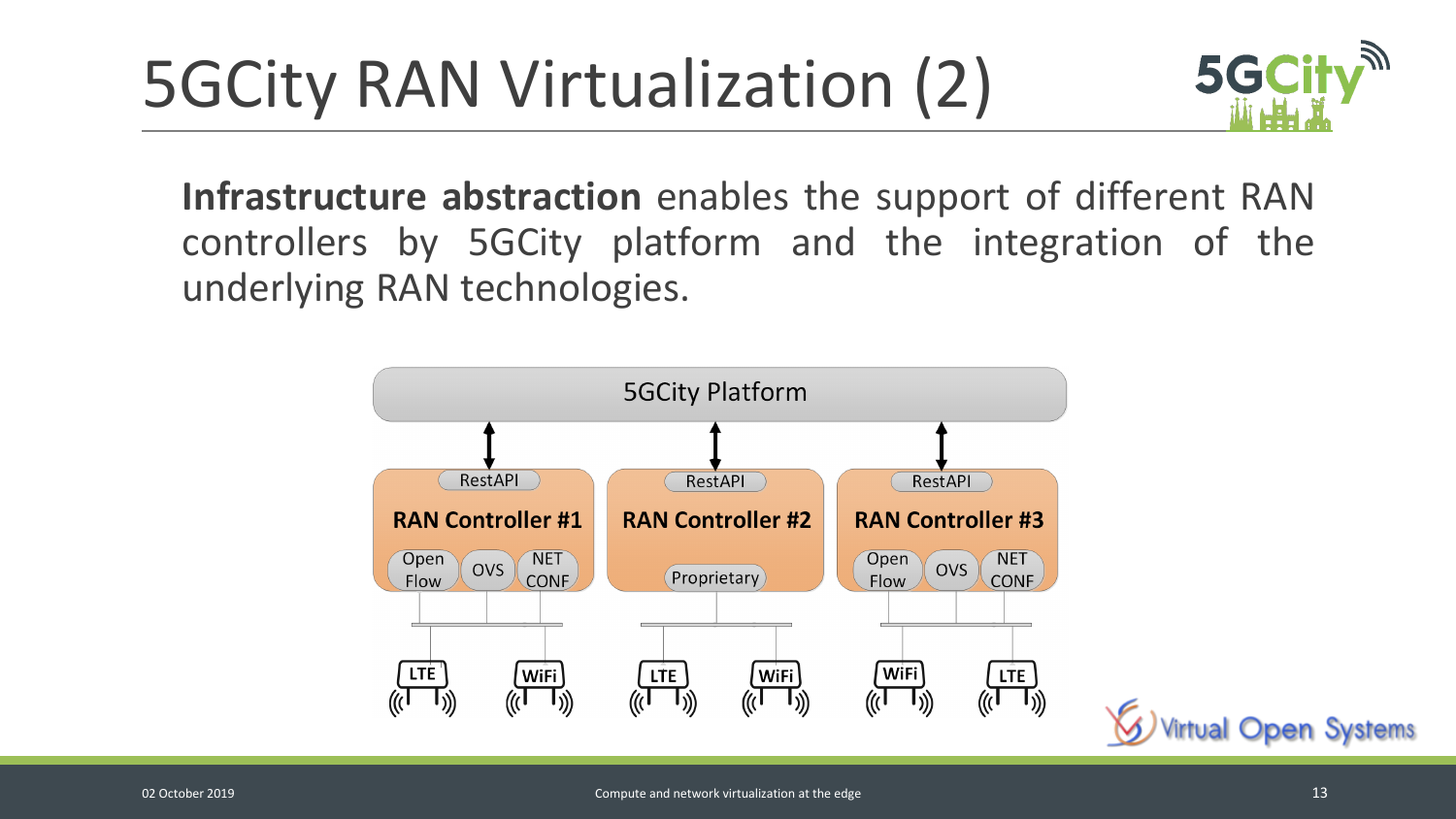# 5GCity RAN Virtualization (2)

**Infrastructure abstraction** enables the support of different RAN controllers by 5GCity platform and the integration of the underlying RAN technologies.

5GCity Platform

| RAN Controller #1 | RAN Controller #2 | RAN Controller #3 |
| --- | --- | --- |
| RestAPI | RestAPI | RestAPI |
| Open Flow, OVS, NET CONF | Proprietary | Open Flow, OVS, NET CONF |
| LTE, WiFi | LTE, WiFi | WiFi, LTE |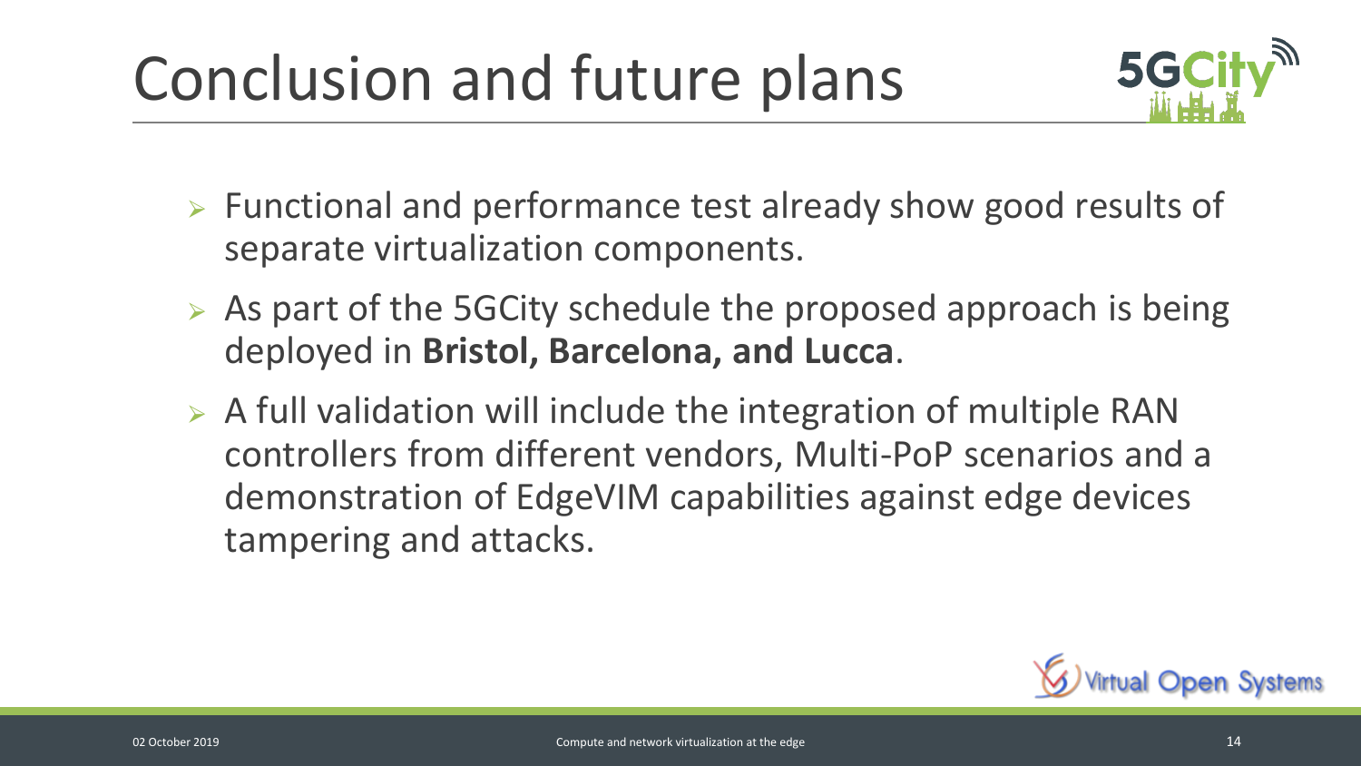# Conclusion and future plans

- Functional and performance test already show good results of separate virtualization components.
- As part of the 5GCity schedule the proposed approach is being deployed in **Bristol, Barcelona, and Lucca**.
- A full validation will include the integration of multiple RAN controllers from different vendors, Multi-PoP scenarios and a demonstration of EdgeVIM capabilities against edge devices tampering and attacks.